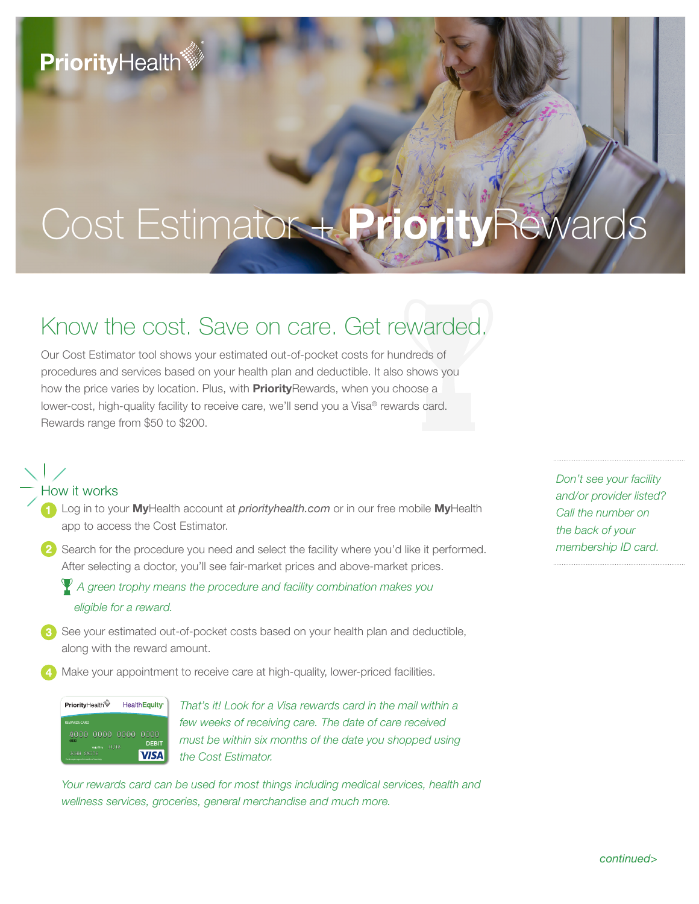PriorityHealth

# Cost Estimator + **Priority**Rewards

## Know the cost. Save on care. Get rewarded.

Our Cost Estimator tool shows your estimated out-of-pocket costs for hundreds of procedures and services based on your health plan and deductible. It also shows you how the price varies by location. Plus, with **Priority**Rewards, when you choose a lower-cost, high-quality facility to receive care, we'll send you a Visa® rewards card. Rewards range from $50 to $200.

### How it works

1. Log in to your **My**Health account at *priorityhealth.com* or in our free mobile **My**Health app to access the Cost Estimator.
2. Search for the procedure you need and select the facility where you'd like it performed. After selecting a doctor, you'll see fair-market prices and above-market prices.

   *A green trophy means the procedure and facility combination makes you eligible for a reward.*
3. See your estimated out-of-pocket costs based on your health plan and deductible, along with the reward amount.
4. Make your appointment to receive care at high-quality, lower-priced facilities.

*That's it! Look for a Visa rewards card in the mail within a few weeks of receiving care. The date of care received must be within six months of the date you shopped using the Cost Estimator.*

*Your rewards card can be used for most things including medical services, health and wellness services, groceries, general merchandise and much more.*

*Don't see your facility and/or provider listed? Call the number on the back of your membership ID card.*

*continued>*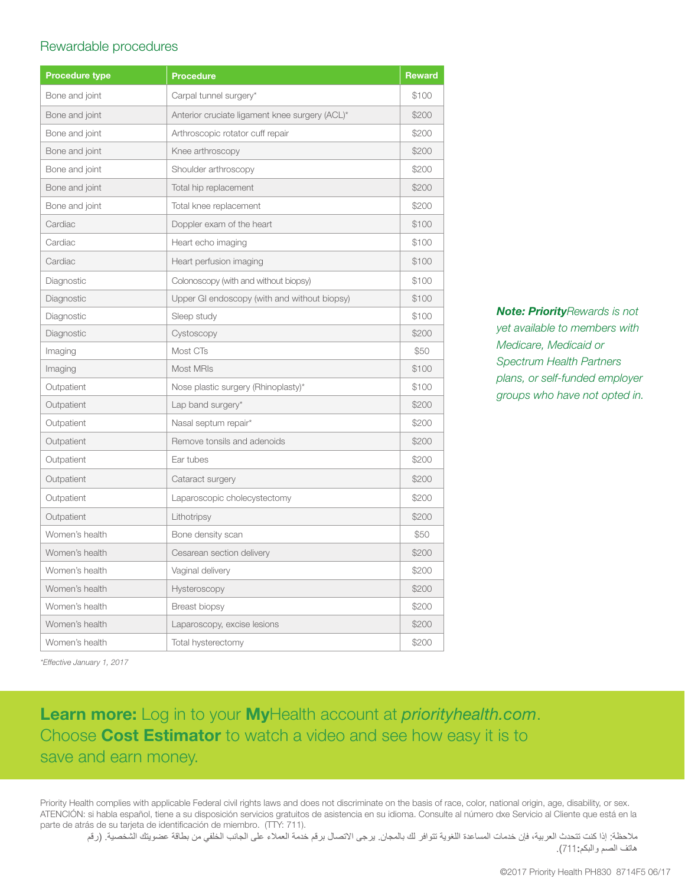## Rewardable procedures

| Procedure type | Procedure | Reward |
|---|---|---|
| Bone and joint | Carpal tunnel surgery* | $100 |
| Bone and joint | Anterior cruciate ligament knee surgery (ACL)* | $200 |
| Bone and joint | Arthroscopic rotator cuff repair | $200 |
| Bone and joint | Knee arthroscopy | $200 |
| Bone and joint | Shoulder arthroscopy | $200 |
| Bone and joint | Total hip replacement | $200 |
| Bone and joint | Total knee replacement | $200 |
| Cardiac | Doppler exam of the heart | $100 |
| Cardiac | Heart echo imaging | $100 |
| Cardiac | Heart perfusion imaging | $100 |
| Diagnostic | Colonoscopy (with and without biopsy) | $100 |
| Diagnostic | Upper GI endoscopy (with and without biopsy) | $100 |
| Diagnostic | Sleep study | $100 |
| Diagnostic | Cystoscopy | $200 |
| Imaging | Most CTs | $50 |
| Imaging | Most MRIs | $100 |
| Outpatient | Nose plastic surgery (Rhinoplasty)* | $100 |
| Outpatient | Lap band surgery* | $200 |
| Outpatient | Nasal septum repair* | $200 |
| Outpatient | Remove tonsils and adenoids | $200 |
| Outpatient | Ear tubes | $200 |
| Outpatient | Cataract surgery | $200 |
| Outpatient | Laparoscopic cholecystectomy | $200 |
| Outpatient | Lithotripsy | $200 |
| Women's health | Bone density scan | $50 |
| Women's health | Cesarean section delivery | $200 |
| Women's health | Vaginal delivery | $200 |
| Women's health | Hysteroscopy | $200 |
| Women's health | Breast biopsy | $200 |
| Women's health | Laparoscopy, excise lesions | $200 |
| Women's health | Total hysterectomy | $200 |

*Effective January 1, 2017*

***Note: Priority**Rewards is not yet available to members with Medicare, Medicaid or Spectrum Health Partners plans, or self-funded employer groups who have not opted in.*

**Learn more:** Log in to your **My**Health account at *priorityhealth.com*. Choose **Cost Estimator** to watch a video and see how easy it is to save and earn money.

Priority Health complies with applicable Federal civil rights laws and does not discriminate on the basis of race, color, national origin, age, disability, or sex.
ATENCIÓN: si habla español, tiene a su disposición servicios gratuitos de asistencia en su idioma. Consulte al número dxe Servicio al Cliente que está en la parte de atrás de su tarjeta de identificación de miembro. (TTY: 711).
ملاحظة: إذا كنت تتحدث العربية، فإن خدمات المساعدة اللغوية تتوافر لك بالمجان. يرجى الاتصال برقم خدمة العملاء على الجانب الخلفي من بطاقة عضويتك الشخصية. (رقم هاتف الصم والبكم:711).

©2017 Priority Health PH830 8714F5 06/17